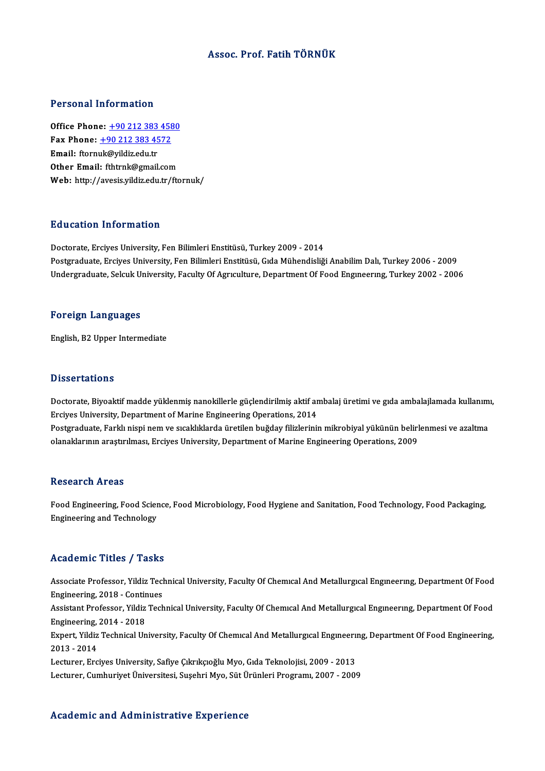# Assoc. Prof. Fatih TÖRNÜK

## Personal Information

**Office Phone:** +90 212 383 4580
**Fax Phone:** +90 212 383 4572
**Email:** ftornuk@yildiz.edu.tr
**Other Email:** fthtrnk@gmail.com
**Web:** http://avesis.yildiz.edu.tr/ftornuk/

## Education Information

Doctorate, Erciyes University, Fen Bilimleri Enstitüsü, Turkey 2009 - 2014
Postgraduate, Erciyes University, Fen Bilimleri Enstitüsü, Gıda Mühendisliği Anabilim Dalı, Turkey 2006 - 2009
Undergraduate, Selcuk University, Faculty Of Agrıculture, Department Of Food Engıneerıng, Turkey 2002 - 2006

## Foreign Languages

English, B2 Upper Intermediate

## Dissertations

Doctorate, Biyoaktif madde yüklenmiş nanokillerle güçlendirilmiş aktif ambalaj üretimi ve gıda ambalajlamada kullanımı, Erciyes University, Department of Marine Engineering Operations, 2014
Postgraduate, Farklı nispi nem ve sıcaklıklarda üretilen buğday filizlerinin mikrobiyal yükünün belirlenmesi ve azaltma olanaklarının araştırılması, Erciyes University, Department of Marine Engineering Operations, 2009

## Research Areas

Food Engineering, Food Science, Food Microbiology, Food Hygiene and Sanitation, Food Technology, Food Packaging, Engineering and Technology

## Academic Titles / Tasks

Associate Professor, Yildiz Technical University, Faculty Of Chemıcal And Metallurgıcal Engıneerıng, Department Of Food Engineering, 2018 - Continues
Assistant Professor, Yildiz Technical University, Faculty Of Chemıcal And Metallurgıcal Engıneerıng, Department Of Food Engineering, 2014 - 2018
Expert, Yildiz Technical University, Faculty Of Chemıcal And Metallurgıcal Engıneerıng, Department Of Food Engineering, 2013 - 2014
Lecturer, Erciyes University, Safiye Çıkrıkçıoğlu Myo, Gıda Teknolojisi, 2009 - 2013
Lecturer, Cumhuriyet Üniversitesi, Suşehri Myo, Süt Ürünleri Programı, 2007 - 2009

## Academic and Administrative Experience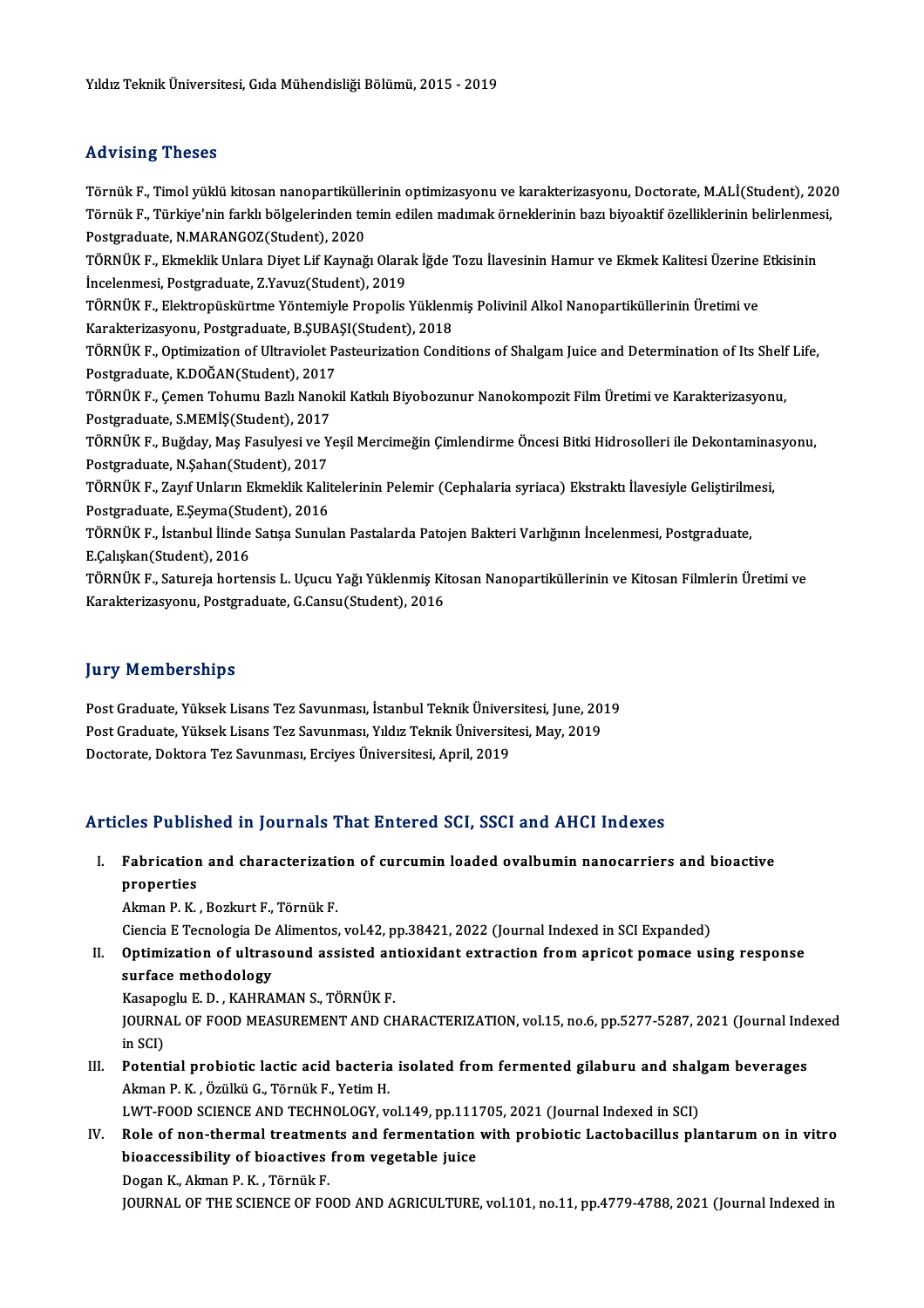Yıldız Teknik Üniversitesi, Gıda Mühendisliği Bölümü, 2015 - 2019

## Advising Theses

Törnük F., Timol yüklü kitosan nanopartiküllerinin optimizasyonu ve karakterizasyonu, Doctorate, M.ALİ(Student), 2020

Törnük F., Türkiye'nin farklı bölgelerinden temin edilen madımak örneklerinin bazı biyoaktif özelliklerinin belirlenmesi, Postgraduate, N.MARANGOZ(Student), 2020

TÖRNÜK F., Ekmeklik Unlara Diyet Lif Kaynağı Olarak İğde Tozu İlavesinin Hamur ve Ekmek Kalitesi Üzerine Etkisinin İncelenmesi, Postgraduate, Z.Yavuz(Student), 2019

TÖRNÜK F., Elektropüskürtme Yöntemiyle Propolis Yüklenmiş Polivinil Alkol Nanopartiküllerinin Üretimi ve Karakterizasyonu, Postgraduate, B.ŞUBAŞI(Student), 2018

TÖRNÜK F., Optimization of Ultraviolet Pasteurization Conditions of Shalgam Juice and Determination of Its Shelf Life, Postgraduate, K.DOĞAN(Student), 2017

TÖRNÜK F., Çemen Tohumu Bazlı Nanokil Katkılı Biyobozunur Nanokompozit Film Üretimi ve Karakterizasyonu, Postgraduate, S.MEMİŞ(Student), 2017

TÖRNÜK F., Buğday, Maş Fasulyesi ve Yeşil Mercimeğin Çimlendirme Öncesi Bitki Hidrosolleri ile Dekontaminasyonu, Postgraduate, N.Şahan(Student), 2017

TÖRNÜK F., Zayıf Unların Ekmeklik Kalitelerinin Pelemir (Cephalaria syriaca) Ekstraktı İlavesiyle Geliştirilmesi, Postgraduate, E.Şeyma(Student), 2016

TÖRNÜK F., İstanbul İlinde Satışa Sunulan Pastalarda Patojen Bakteri Varlığının İncelenmesi, Postgraduate, E.Çalışkan(Student), 2016

TÖRNÜK F., Satureja hortensis L. Uçucu Yağı Yüklenmiş Kitosan Nanopartiküllerinin ve Kitosan Filmlerin Üretimi ve Karakterizasyonu, Postgraduate, G.Cansu(Student), 2016

## Jury Memberships

Post Graduate, Yüksek Lisans Tez Savunması, İstanbul Teknik Üniversitesi, June, 2019

Post Graduate, Yüksek Lisans Tez Savunması, Yıldız Teknik Üniversitesi, May, 2019

Doctorate, Doktora Tez Savunması, Erciyes Üniversitesi, April, 2019

## Articles Published in Journals That Entered SCI, SSCI and AHCI Indexes

I. **Fabrication and characterization of curcumin loaded ovalbumin nanocarriers and bioactive properties**
   Akman P. K. , Bozkurt F., Törnük F.
   Ciencia E Tecnologia De Alimentos, vol.42, pp.38421, 2022 (Journal Indexed in SCI Expanded)

II. **Optimization of ultrasound assisted antioxidant extraction from apricot pomace using response surface methodology**
   Kasapoglu E. D. , KAHRAMAN S., TÖRNÜK F.
   JOURNAL OF FOOD MEASUREMENT AND CHARACTERIZATION, vol.15, no.6, pp.5277-5287, 2021 (Journal Indexed in SCI)

III. **Potential probiotic lactic acid bacteria isolated from fermented gilaburu and shalgam beverages**
   Akman P. K. , Özülkü G., Törnük F., Yetim H.
   LWT-FOOD SCIENCE AND TECHNOLOGY, vol.149, pp.111705, 2021 (Journal Indexed in SCI)

IV. **Role of non-thermal treatments and fermentation with probiotic Lactobacillus plantarum on in vitro bioaccessibility of bioactives from vegetable juice**
   Dogan K., Akman P. K. , Törnük F.
   JOURNAL OF THE SCIENCE OF FOOD AND AGRICULTURE, vol.101, no.11, pp.4779-4788, 2021 (Journal Indexed in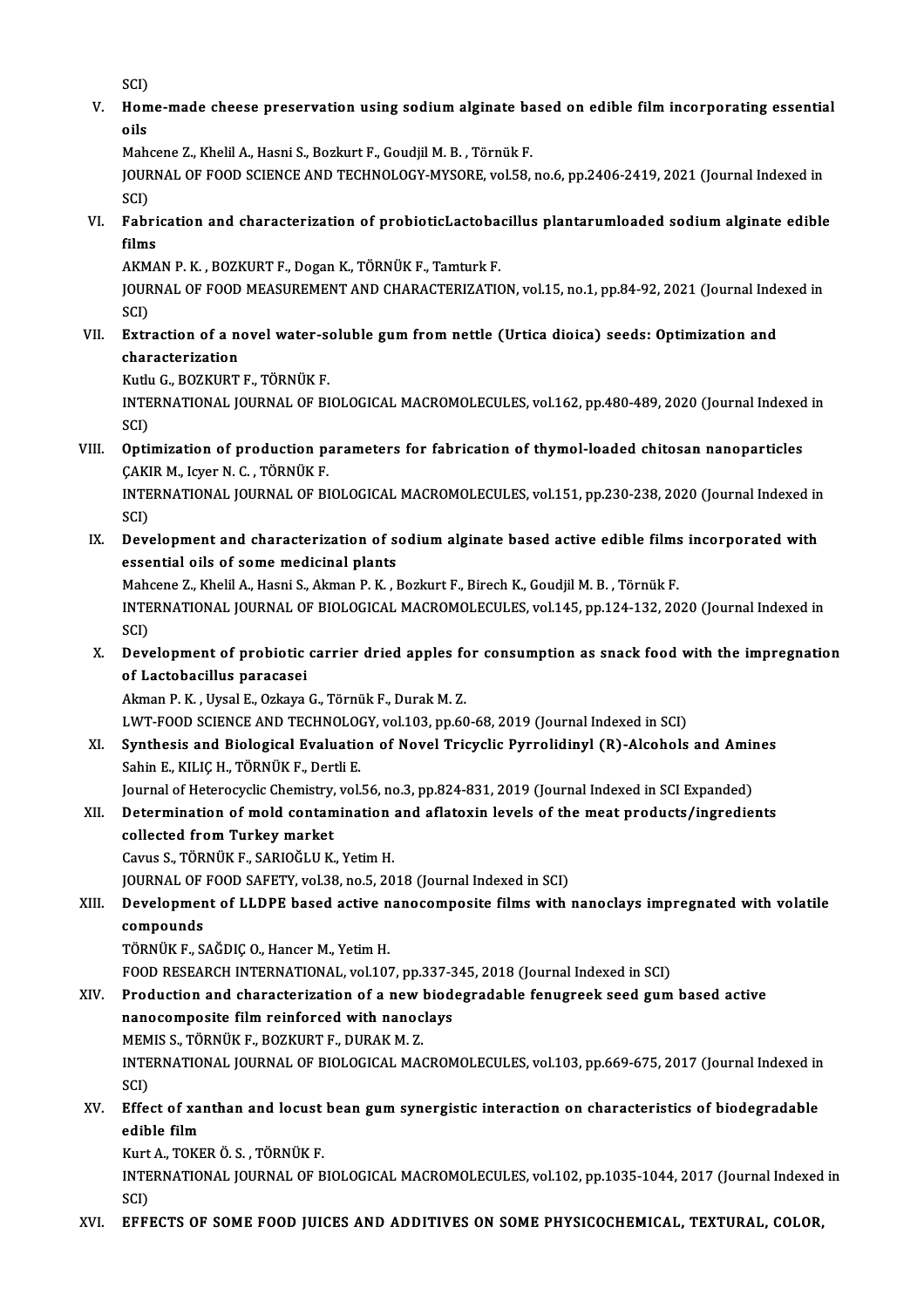SCI)

V. **Home-made cheese preservation using sodium alginate based on edible film incorporating essential oils**
Mahcene Z., Khelil A., Hasni S., Bozkurt F., Goudjil M. B. , Törnük F.
JOURNAL OF FOOD SCIENCE AND TECHNOLOGY-MYSORE, vol.58, no.6, pp.2406-2419, 2021 (Journal Indexed in SCI)

VI. **Fabrication and characterization of probioticLactobacillus plantarumloaded sodium alginate edible films**
AKMAN P. K. , BOZKURT F., Dogan K., TÖRNÜK F., Tamturk F.
JOURNAL OF FOOD MEASUREMENT AND CHARACTERIZATION, vol.15, no.1, pp.84-92, 2021 (Journal Indexed in SCI)

VII. **Extraction of a novel water-soluble gum from nettle (Urtica dioica) seeds: Optimization and characterization**
Kutlu G., BOZKURT F., TÖRNÜK F.
INTERNATIONAL JOURNAL OF BIOLOGICAL MACROMOLECULES, vol.162, pp.480-489, 2020 (Journal Indexed in SCI)

VIII. **Optimization of production parameters for fabrication of thymol-loaded chitosan nanoparticles**
ÇAKIR M., Icyer N. C. , TÖRNÜK F.
INTERNATIONAL JOURNAL OF BIOLOGICAL MACROMOLECULES, vol.151, pp.230-238, 2020 (Journal Indexed in SCI)

IX. **Development and characterization of sodium alginate based active edible films incorporated with essential oils of some medicinal plants**
Mahcene Z., Khelil A., Hasni S., Akman P. K. , Bozkurt F., Birech K., Goudjil M. B. , Törnük F.
INTERNATIONAL JOURNAL OF BIOLOGICAL MACROMOLECULES, vol.145, pp.124-132, 2020 (Journal Indexed in SCI)

X. **Development of probiotic carrier dried apples for consumption as snack food with the impregnation of Lactobacillus paracasei**
Akman P. K. , Uysal E., Ozkaya G., Törnük F., Durak M. Z.
LWT-FOOD SCIENCE AND TECHNOLOGY, vol.103, pp.60-68, 2019 (Journal Indexed in SCI)

XI. **Synthesis and Biological Evaluation of Novel Tricyclic Pyrrolidinyl (R)-Alcohols and Amines**
Sahin E., KILIÇ H., TÖRNÜK F., Dertli E.
Journal of Heterocyclic Chemistry, vol.56, no.3, pp.824-831, 2019 (Journal Indexed in SCI Expanded)

XII. **Determination of mold contamination and aflatoxin levels of the meat products/ingredients collected from Turkey market**
Cavus S., TÖRNÜK F., SARIOĞLU K., Yetim H.
JOURNAL OF FOOD SAFETY, vol.38, no.5, 2018 (Journal Indexed in SCI)

XIII. **Development of LLDPE based active nanocomposite films with nanoclays impregnated with volatile compounds**
TÖRNÜK F., SAĞDIÇ O., Hancer M., Yetim H.
FOOD RESEARCH INTERNATIONAL, vol.107, pp.337-345, 2018 (Journal Indexed in SCI)

XIV. **Production and characterization of a new biodegradable fenugreek seed gum based active nanocomposite film reinforced with nanoclays**
MEMIS S., TÖRNÜK F., BOZKURT F., DURAK M. Z.
INTERNATIONAL JOURNAL OF BIOLOGICAL MACROMOLECULES, vol.103, pp.669-675, 2017 (Journal Indexed in SCI)

XV. **Effect of xanthan and locust bean gum synergistic interaction on characteristics of biodegradable edible film**
Kurt A., TOKER Ö. S. , TÖRNÜK F.
INTERNATIONAL JOURNAL OF BIOLOGICAL MACROMOLECULES, vol.102, pp.1035-1044, 2017 (Journal Indexed in SCI)

XVI. **EFFECTS OF SOME FOOD JUICES AND ADDITIVES ON SOME PHYSICOCHEMICAL, TEXTURAL, COLOR,**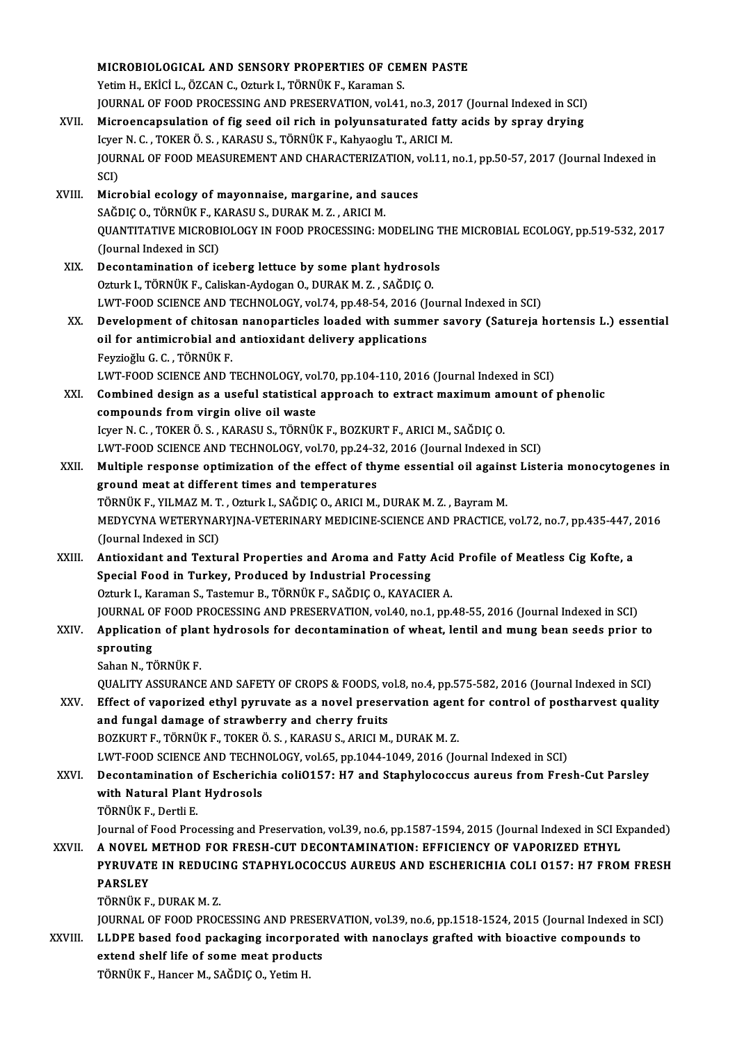MICROBIOLOGICAL AND SENSORY PROPERTIES OF CEMEN PASTE
Yetim H., EKİCİ L., ÖZCAN C., Ozturk I., TÖRNÜK F., Karaman S.
JOURNAL OF FOOD PROCESSING AND PRESERVATION, vol.41, no.3, 2017 (Journal Indexed in SCI)

XVII. **Microencapsulation of fig seed oil rich in polyunsaturated fatty acids by spray drying**
Icyer N. C. , TOKER Ö. S. , KARASU S., TÖRNÜK F., Kahyaoglu T., ARICI M.
JOURNAL OF FOOD MEASUREMENT AND CHARACTERIZATION, vol.11, no.1, pp.50-57, 2017 (Journal Indexed in SCI)

XVIII. **Microbial ecology of mayonnaise, margarine, and sauces**
SAĞDIÇ O., TÖRNÜK F., KARASU S., DURAK M. Z. , ARICI M.
QUANTITATIVE MICROBIOLOGY IN FOOD PROCESSING: MODELING THE MICROBIAL ECOLOGY, pp.519-532, 2017 (Journal Indexed in SCI)

XIX. **Decontamination of iceberg lettuce by some plant hydrosols**
Ozturk I., TÖRNÜK F., Caliskan-Aydogan O., DURAK M. Z. , SAĞDIÇ O.
LWT-FOOD SCIENCE AND TECHNOLOGY, vol.74, pp.48-54, 2016 (Journal Indexed in SCI)

XX. **Development of chitosan nanoparticles loaded with summer savory (Satureja hortensis L.) essential oil for antimicrobial and antioxidant delivery applications**
Feyzioğlu G. C. , TÖRNÜK F.
LWT-FOOD SCIENCE AND TECHNOLOGY, vol.70, pp.104-110, 2016 (Journal Indexed in SCI)

XXI. **Combined design as a useful statistical approach to extract maximum amount of phenolic compounds from virgin olive oil waste**
Icyer N. C. , TOKER Ö. S. , KARASU S., TÖRNÜK F., BOZKURT F., ARICI M., SAĞDIÇ O.
LWT-FOOD SCIENCE AND TECHNOLOGY, vol.70, pp.24-32, 2016 (Journal Indexed in SCI)

XXII. **Multiple response optimization of the effect of thyme essential oil against Listeria monocytogenes in ground meat at different times and temperatures**
TÖRNÜK F., YILMAZ M. T. , Ozturk I., SAĞDIÇ O., ARICI M., DURAK M. Z. , Bayram M.
MEDYCYNA WETERYNARYJNA-VETERINARY MEDICINE-SCIENCE AND PRACTICE, vol.72, no.7, pp.435-447, 2016 (Journal Indexed in SCI)

XXIII. **Antioxidant and Textural Properties and Aroma and Fatty Acid Profile of Meatless Cig Kofte, a Special Food in Turkey, Produced by Industrial Processing**
Ozturk I., Karaman S., Tastemur B., TÖRNÜK F., SAĞDIÇ O., KAYACIER A.
JOURNAL OF FOOD PROCESSING AND PRESERVATION, vol.40, no.1, pp.48-55, 2016 (Journal Indexed in SCI)

XXIV. **Application of plant hydrosols for decontamination of wheat, lentil and mung bean seeds prior to sprouting**
Sahan N., TÖRNÜK F.
QUALITY ASSURANCE AND SAFETY OF CROPS & FOODS, vol.8, no.4, pp.575-582, 2016 (Journal Indexed in SCI)

XXV. **Effect of vaporized ethyl pyruvate as a novel preservation agent for control of postharvest quality and fungal damage of strawberry and cherry fruits**
BOZKURT F., TÖRNÜK F., TOKER Ö. S. , KARASU S., ARICI M., DURAK M. Z.
LWT-FOOD SCIENCE AND TECHNOLOGY, vol.65, pp.1044-1049, 2016 (Journal Indexed in SCI)

XXVI. **Decontamination of Escherichia coliO157: H7 and Staphylococcus aureus from Fresh-Cut Parsley with Natural Plant Hydrosols**
TÖRNÜK F., Dertli E.
Journal of Food Processing and Preservation, vol.39, no.6, pp.1587-1594, 2015 (Journal Indexed in SCI Expanded)

XXVII. **A NOVEL METHOD FOR FRESH-CUT DECONTAMINATION: EFFICIENCY OF VAPORIZED ETHYL PYRUVATE IN REDUCING STAPHYLOCOCCUS AUREUS AND ESCHERICHIA COLI O157: H7 FROM FRESH PARSLEY**
TÖRNÜK F., DURAK M. Z.
JOURNAL OF FOOD PROCESSING AND PRESERVATION, vol.39, no.6, pp.1518-1524, 2015 (Journal Indexed in SCI)

XXVIII. **LLDPE based food packaging incorporated with nanoclays grafted with bioactive compounds to extend shelf life of some meat products**
TÖRNÜK F., Hancer M., SAĞDIÇ O., Yetim H.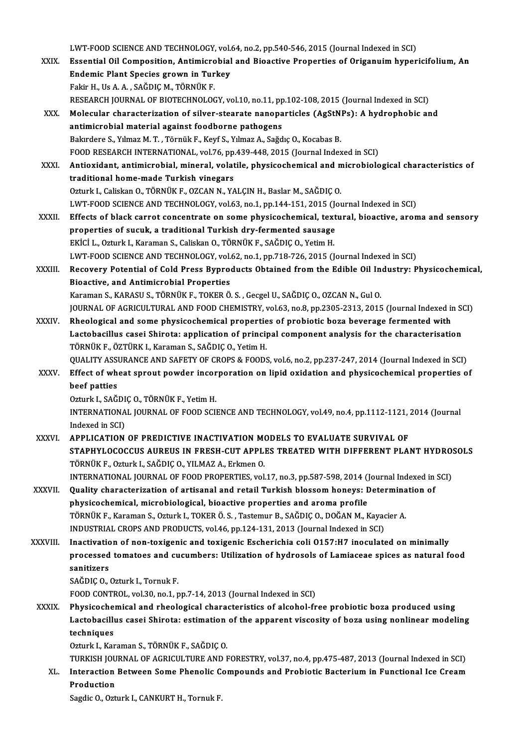LWT-FOOD SCIENCE AND TECHNOLOGY, vol.64, no.2, pp.540-546, 2015 (Journal Indexed in SCI)

XXIX. **Essential Oil Composition, Antimicrobial and Bioactive Properties of Origanuim hypericifolium, An Endemic Plant Species grown in Turkey**
Fakir H., Us A. A. , SAĞDIÇ M., TÖRNÜK F.
RESEARCH JOURNAL OF BIOTECHNOLOGY, vol.10, no.11, pp.102-108, 2015 (Journal Indexed in SCI)

XXX. **Molecular characterization of silver-stearate nanoparticles (AgStNPs): A hydrophobic and antimicrobial material against foodborne pathogens**
Bakırdere S., Yılmaz M. T. , Törnük F., Keyf S., Yılmaz A., Sağdıç O., Kocabas B.
FOOD RESEARCH INTERNATIONAL, vol.76, pp.439-448, 2015 (Journal Indexed in SCI)

XXXI. **Antioxidant, antimicrobial, mineral, volatile, physicochemical and microbiological characteristics of traditional home-made Turkish vinegars**
Ozturk I., Caliskan O., TÖRNÜK F., OZCAN N., YALÇIN H., Baslar M., SAĞDIÇ O.
LWT-FOOD SCIENCE AND TECHNOLOGY, vol.63, no.1, pp.144-151, 2015 (Journal Indexed in SCI)

XXXII. **Effects of black carrot concentrate on some physicochemical, textural, bioactive, aroma and sensory properties of sucuk, a traditional Turkish dry-fermented sausage**
EKİCİ L., Ozturk I., Karaman S., Caliskan O., TÖRNÜK F., SAĞDIÇ O., Yetim H.
LWT-FOOD SCIENCE AND TECHNOLOGY, vol.62, no.1, pp.718-726, 2015 (Journal Indexed in SCI)

XXXIII. **Recovery Potential of Cold Press Byproducts Obtained from the Edible Oil Industry: Physicochemical, Bioactive, and Antimicrobial Properties**
Karaman S., KARASU S., TÖRNÜK F., TOKER Ö. S. , Gecgel U., SAĞDIÇ O., OZCAN N., Gul O.
JOURNAL OF AGRICULTURAL AND FOOD CHEMISTRY, vol.63, no.8, pp.2305-2313, 2015 (Journal Indexed in SCI)

XXXIV. **Rheological and some physicochemical properties of probiotic boza beverage fermented with Lactobacillus casei Shirota: application of principal component analysis for the characterisation**
TÖRNÜK F., ÖZTÜRK I., Karaman S., SAĞDIÇ O., Yetim H.
QUALITY ASSURANCE AND SAFETY OF CROPS & FOODS, vol.6, no.2, pp.237-247, 2014 (Journal Indexed in SCI)

XXXV. **Effect of wheat sprout powder incorporation on lipid oxidation and physicochemical properties of beef patties**
Ozturk I., SAĞDIÇ O., TÖRNÜK F., Yetim H.
INTERNATIONAL JOURNAL OF FOOD SCIENCE AND TECHNOLOGY, vol.49, no.4, pp.1112-1121, 2014 (Journal Indexed in SCI)

XXXVI. **APPLICATION OF PREDICTIVE INACTIVATION MODELS TO EVALUATE SURVIVAL OF STAPHYLOCOCCUS AUREUS IN FRESH-CUT APPLES TREATED WITH DIFFERENT PLANT HYDROSOLS**
TÖRNÜK F., Ozturk I., SAĞDIÇ O., YILMAZ A., Erkmen O.
INTERNATIONAL JOURNAL OF FOOD PROPERTIES, vol.17, no.3, pp.587-598, 2014 (Journal Indexed in SCI)

XXXVII. **Quality characterization of artisanal and retail Turkish blossom honeys: Determination of physicochemical, microbiological, bioactive properties and aroma profile**
TÖRNÜK F., Karaman S., Ozturk I., TOKER Ö. S. , Tastemur B., SAĞDIÇ O., DOĞAN M., Kayacier A.
INDUSTRIAL CROPS AND PRODUCTS, vol.46, pp.124-131, 2013 (Journal Indexed in SCI)

XXXVIII. **Inactivation of non-toxigenic and toxigenic Escherichia coli O157:H7 inoculated on minimally processed tomatoes and cucumbers: Utilization of hydrosols of Lamiaceae spices as natural food sanitizers**
SAĞDIÇ O., Ozturk I., Tornuk F.
FOOD CONTROL, vol.30, no.1, pp.7-14, 2013 (Journal Indexed in SCI)

XXXIX. **Physicochemical and rheological characteristics of alcohol-free probiotic boza produced using Lactobacillus casei Shirota: estimation of the apparent viscosity of boza using nonlinear modeling techniques**
Ozturk I., Karaman S., TÖRNÜK F., SAĞDIÇ O.
TURKISH JOURNAL OF AGRICULTURE AND FORESTRY, vol.37, no.4, pp.475-487, 2013 (Journal Indexed in SCI)

XL. **Interaction Between Some Phenolic Compounds and Probiotic Bacterium in Functional Ice Cream Production**
Sagdic O., Ozturk I., CANKURT H., Tornuk F.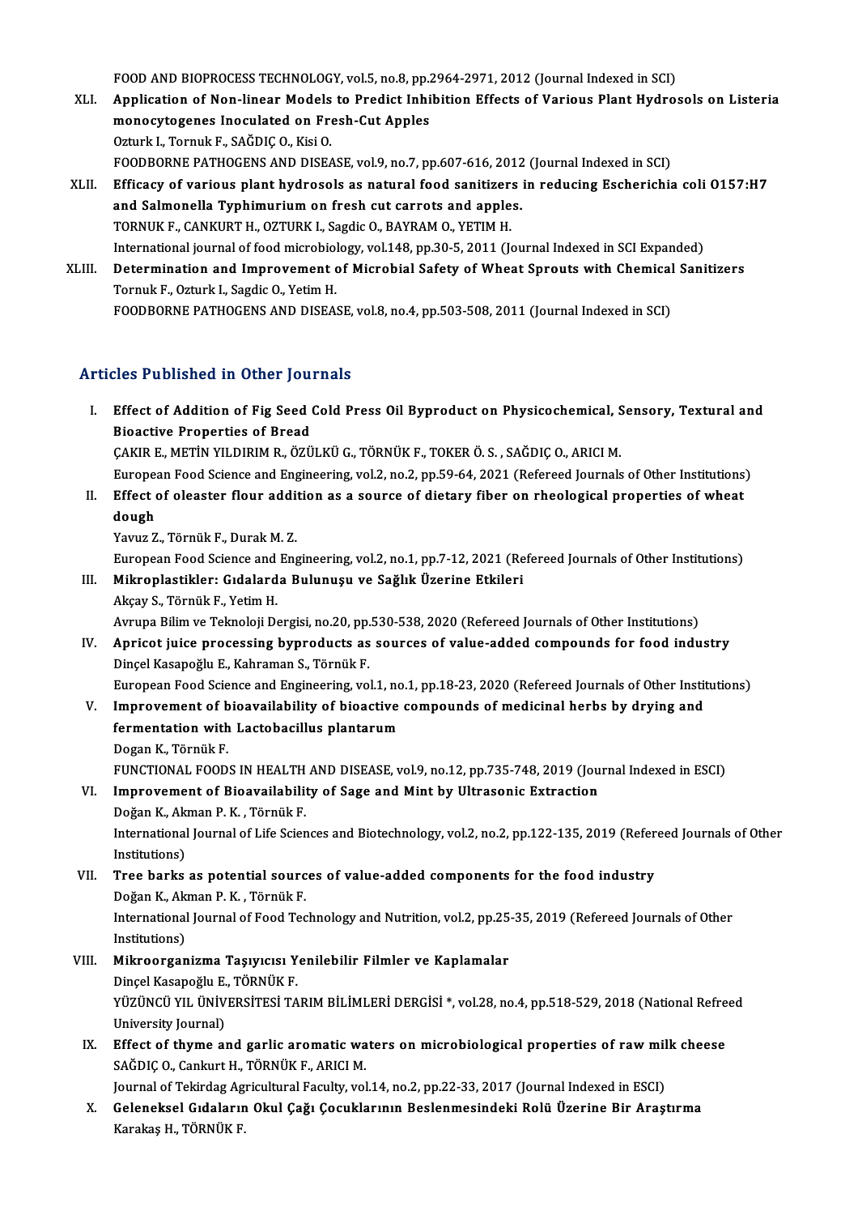FOOD AND BIOPROCESS TECHNOLOGY, vol.5, no.8, pp.2964-2971, 2012 (Journal Indexed in SCI)

XLI. **Application of Non-linear Models to Predict Inhibition Effects of Various Plant Hydrosols on Listeria monocytogenes Inoculated on Fresh-Cut Apples**
Ozturk I., Tornuk F., SAĞDIÇ O., Kisi O.
FOODBORNE PATHOGENS AND DISEASE, vol.9, no.7, pp.607-616, 2012 (Journal Indexed in SCI)

XLII. **Efficacy of various plant hydrosols as natural food sanitizers in reducing Escherichia coli O157:H7 and Salmonella Typhimurium on fresh cut carrots and apples.**
TORNUK F., CANKURT H., OZTURK I., Sagdic O., BAYRAM O., YETIM H.
International journal of food microbiology, vol.148, pp.30-5, 2011 (Journal Indexed in SCI Expanded)

XLIII. **Determination and Improvement of Microbial Safety of Wheat Sprouts with Chemical Sanitizers**
Tornuk F., Ozturk I., Sagdic O., Yetim H.
FOODBORNE PATHOGENS AND DISEASE, vol.8, no.4, pp.503-508, 2011 (Journal Indexed in SCI)

## Articles Published in Other Journals

I. **Effect of Addition of Fig Seed Cold Press Oil Byproduct on Physicochemical, Sensory, Textural and Bioactive Properties of Bread**
ÇAKIR E., METİN YILDIRIM R., ÖZÜLKÜ G., TÖRNÜK F., TOKER Ö. S. , SAĞDIÇ O., ARICI M.
European Food Science and Engineering, vol.2, no.2, pp.59-64, 2021 (Refereed Journals of Other Institutions)

II. **Effect of oleaster flour addition as a source of dietary fiber on rheological properties of wheat dough**
Yavuz Z., Törnük F., Durak M. Z.
European Food Science and Engineering, vol.2, no.1, pp.7-12, 2021 (Refereed Journals of Other Institutions)

III. **Mikroplastikler: Gıdalarda Bulunuşu ve Sağlık Üzerine Etkileri**
Akçay S., Törnük F., Yetim H.
Avrupa Bilim ve Teknoloji Dergisi, no.20, pp.530-538, 2020 (Refereed Journals of Other Institutions)

IV. **Apricot juice processing byproducts as sources of value-added compounds for food industry**
Dinçel Kasapoğlu E., Kahraman S., Törnük F.
European Food Science and Engineering, vol.1, no.1, pp.18-23, 2020 (Refereed Journals of Other Institutions)

V. **Improvement of bioavailability of bioactive compounds of medicinal herbs by drying and fermentation with Lactobacillus plantarum**
Dogan K., Törnük F.
FUNCTIONAL FOODS IN HEALTH AND DISEASE, vol.9, no.12, pp.735-748, 2019 (Journal Indexed in ESCI)

VI. **Improvement of Bioavailability of Sage and Mint by Ultrasonic Extraction**
Doğan K., Akman P. K. , Törnük F.
International Journal of Life Sciences and Biotechnology, vol.2, no.2, pp.122-135, 2019 (Refereed Journals of Other Institutions)

VII. **Tree barks as potential sources of value-added components for the food industry**
Doğan K., Akman P. K. , Törnük F.
International Journal of Food Technology and Nutrition, vol.2, pp.25-35, 2019 (Refereed Journals of Other Institutions)

VIII. **Mikroorganizma Taşıyıcısı Yenilebilir Filmler ve Kaplamalar**
Dinçel Kasapoğlu E., TÖRNÜK F.
YÜZÜNCÜ YIL ÜNİVERSİTESİ TARIM BİLİMLERİ DERGİSİ *, vol.28, no.4, pp.518-529, 2018 (National Refreed University Journal)

IX. **Effect of thyme and garlic aromatic waters on microbiological properties of raw milk cheese**
SAĞDIÇ O., Cankurt H., TÖRNÜK F., ARICI M.
Journal of Tekirdag Agricultural Faculty, vol.14, no.2, pp.22-33, 2017 (Journal Indexed in ESCI)

X. **Geleneksel Gıdaların Okul Çağı Çocuklarının Beslenmesindeki Rolü Üzerine Bir Araştırma**
Karakaş H., TÖRNÜK F.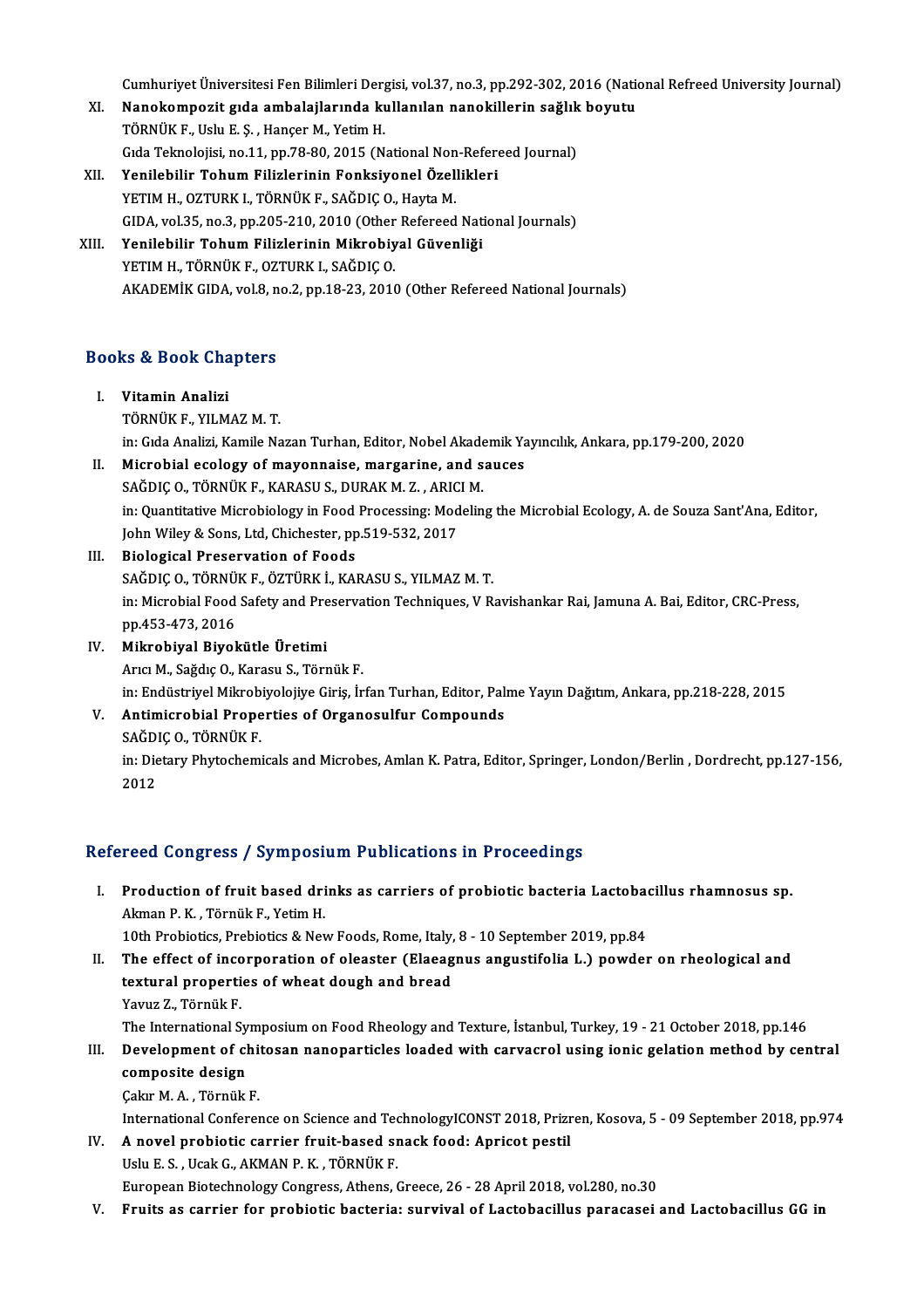Cumhuriyet Üniversitesi Fen Bilimleri Dergisi, vol.37, no.3, pp.292-302, 2016 (National Refreed University Journal)

XI. **Nanokompozit gıda ambalajlarında kullanılan nanokillerin sağlık boyutu**
TÖRNÜK F., Uslu E. Ş. , Hançer M., Yetim H.
Gıda Teknolojisi, no.11, pp.78-80, 2015 (National Non-Refereed Journal)

XII. **Yenilebilir Tohum Filizlerinin Fonksiyonel Özellikleri**
YETIM H., OZTURK I., TÖRNÜK F., SAĞDIÇ O., Hayta M.
GIDA, vol.35, no.3, pp.205-210, 2010 (Other Refereed National Journals)

XIII. **Yenilebilir Tohum Filizlerinin Mikrobiyal Güvenliği**
YETIM H., TÖRNÜK F., OZTURK I., SAĞDIÇ O.
AKADEMİK GIDA, vol.8, no.2, pp.18-23, 2010 (Other Refereed National Journals)

## Books & Book Chapters

I. **Vitamin Analizi**
TÖRNÜK F., YILMAZ M. T.
in: Gıda Analizi, Kamile Nazan Turhan, Editor, Nobel Akademik Yayıncılık, Ankara, pp.179-200, 2020

II. **Microbial ecology of mayonnaise, margarine, and sauces**
SAĞDIÇ O., TÖRNÜK F., KARASU S., DURAK M. Z. , ARICI M.
in: Quantitative Microbiology in Food Processing: Modeling the Microbial Ecology, A. de Souza Sant'Ana, Editor, John Wiley & Sons, Ltd, Chichester, pp.519-532, 2017

III. **Biological Preservation of Foods**
SAĞDIÇ O., TÖRNÜK F., ÖZTÜRK İ., KARASU S., YILMAZ M. T.
in: Microbial Food Safety and Preservation Techniques, V Ravishankar Rai, Jamuna A. Bai, Editor, CRC-Press, pp.453-473, 2016

IV. **Mikrobiyal Biyokütle Üretimi**
Arıcı M., Sağdıç O., Karasu S., Törnük F.
in: Endüstriyel Mikrobiyolojiye Giriş, İrfan Turhan, Editor, Palme Yayın Dağıtım, Ankara, pp.218-228, 2015

V. **Antimicrobial Properties of Organosulfur Compounds**
SAĞDIÇ O., TÖRNÜK F.
in: Dietary Phytochemicals and Microbes, Amlan K. Patra, Editor, Springer, London/Berlin , Dordrecht, pp.127-156, 2012

## Refereed Congress / Symposium Publications in Proceedings

I. **Production of fruit based drinks as carriers of probiotic bacteria Lactobacillus rhamnosus sp.**
Akman P. K. , Törnük F., Yetim H.
10th Probiotics, Prebiotics & New Foods, Rome, Italy, 8 - 10 September 2019, pp.84

II. **The effect of incorporation of oleaster (Elaeagnus angustifolia L.) powder on rheological and textural properties of wheat dough and bread**
Yavuz Z., Törnük F.
The International Symposium on Food Rheology and Texture, İstanbul, Turkey, 19 - 21 October 2018, pp.146

III. **Development of chitosan nanoparticles loaded with carvacrol using ionic gelation method by central composite design**
Çakır M. A. , Törnük F.
International Conference on Science and TechnologyICONST 2018, Prizren, Kosova, 5 - 09 September 2018, pp.974

IV. **A novel probiotic carrier fruit-based snack food: Apricot pestil**
Uslu E. S. , Ucak G., AKMAN P. K. , TÖRNÜK F.
European Biotechnology Congress, Athens, Greece, 26 - 28 April 2018, vol.280, no.30

V. **Fruits as carrier for probiotic bacteria: survival of Lactobacillus paracasei and Lactobacillus GG in**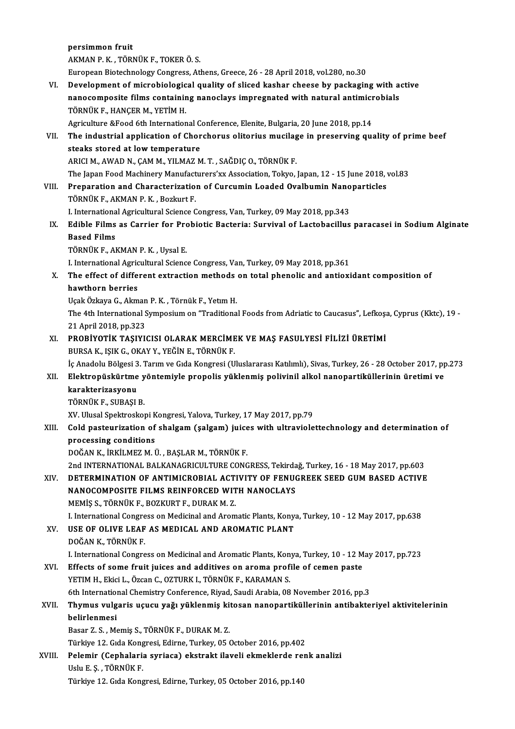**persimmon fruit**
AKMAN P. K. , TÖRNÜK F., TOKER Ö. S.
European Biotechnology Congress, Athens, Greece, 26 - 28 April 2018, vol.280, no.30

VI. **Development of microbiological quality of sliced kashar cheese by packaging with active nanocomposite films containing nanoclays impregnated with natural antimicrobials**
TÖRNÜK F., HANÇER M., YETİM H.
Agriculture &Food 6th International Conference, Elenite, Bulgaria, 20 June 2018, pp.14

VII. **The industrial application of Chorchorus olitorius mucilage in preserving quality of prime beef steaks stored at low temperature**
ARICI M., AWAD N., ÇAM M., YILMAZ M. T. , SAĞDIÇ O., TÖRNÜK F.
The Japan Food Machinery Manufacturers'xx Association, Tokyo, Japan, 12 - 15 June 2018, vol.83

VIII. **Preparation and Characterization of Curcumin Loaded Ovalbumin Nanoparticles**
TÖRNÜK F., AKMAN P. K. , Bozkurt F.
I. International Agricultural Science Congress, Van, Turkey, 09 May 2018, pp.343

IX. **Edible Films as Carrier for Probiotic Bacteria: Survival of Lactobacillus paracasei in Sodium Alginate Based Films**
TÖRNÜK F., AKMAN P. K. , Uysal E.
I. International Agricultural Science Congress, Van, Turkey, 09 May 2018, pp.361

X. **The effect of different extraction methods on total phenolic and antioxidant composition of hawthorn berries**
Uçak Özkaya G., Akman P. K. , Törnük F., Yetım H.
The 4th International Symposium on "Traditional Foods from Adriatic to Caucasus", Lefkoşa, Cyprus (Kktc), 19 - 21 April 2018, pp.323

XI. **PROBİYOTİK TAŞIYICISI OLARAK MERCİMEK VE MAŞ FASULYESİ FİLİZİ ÜRETİMİ**
BURSA K., IŞIK G., OKAY Y., YEĞİN E., TÖRNÜK F.
İç Anadolu Bölgesi 3. Tarım ve Gıda Kongresi (Uluslararası Katılımlı), Sivas, Turkey, 26 - 28 October 2017, pp.273

XII. **Elektropüskürtme yöntemiyle propolis yüklenmiş polivinil alkol nanopartiküllerinin üretimi ve karakterizasyonu**
TÖRNÜK F., SUBAŞI B.
XV. Ulusal Spektroskopi Kongresi, Yalova, Turkey, 17 May 2017, pp.79

XIII. **Cold pasteurization of shalgam (şalgam) juices with ultraviolettechnology and determination of processing conditions**
DOĞAN K., İRKİLMEZ M. Ü. , BAŞLAR M., TÖRNÜK F.
2nd INTERNATIONAL BALKANAGRICULTURE CONGRESS, Tekirdağ, Turkey, 16 - 18 May 2017, pp.603

XIV. **DETERMINATION OF ANTIMICROBIAL ACTIVITY OF FENUGREEK SEED GUM BASED ACTIVE NANOCOMPOSITE FILMS REINFORCED WITH NANOCLAYS**
MEMİŞ S., TÖRNÜK F., BOZKURT F., DURAK M. Z.
I. International Congress on Medicinal and Aromatic Plants, Konya, Turkey, 10 - 12 May 2017, pp.638

XV. **USE OF OLIVE LEAF AS MEDICAL AND AROMATIC PLANT**
DOĞAN K., TÖRNÜK F.
I. International Congress on Medicinal and Aromatic Plants, Konya, Turkey, 10 - 12 May 2017, pp.723

XVI. **Effects of some fruit juices and additives on aroma profile of cemen paste**
YETIM H., Ekici L., Özcan C., OZTURK I., TÖRNÜK F., KARAMAN S.
6th International Chemistry Conference, Riyad, Saudi Arabia, 08 November 2016, pp.3

XVII. **Thymus vulgaris uçucu yağı yüklenmiş kitosan nanopartiküllerinin antibakteriyel aktivitelerinin belirlenmesi**
Basar Z. S. , Memiş S., TÖRNÜK F., DURAK M. Z.
Türkiye 12. Gıda Kongresi, Edirne, Turkey, 05 October 2016, pp.402

XVIII. **Pelemir (Cephalaria syriaca) ekstrakt ilaveli ekmeklerde renk analizi**
Uslu E. Ş. , TÖRNÜK F.
Türkiye 12. Gıda Kongresi, Edirne, Turkey, 05 October 2016, pp.140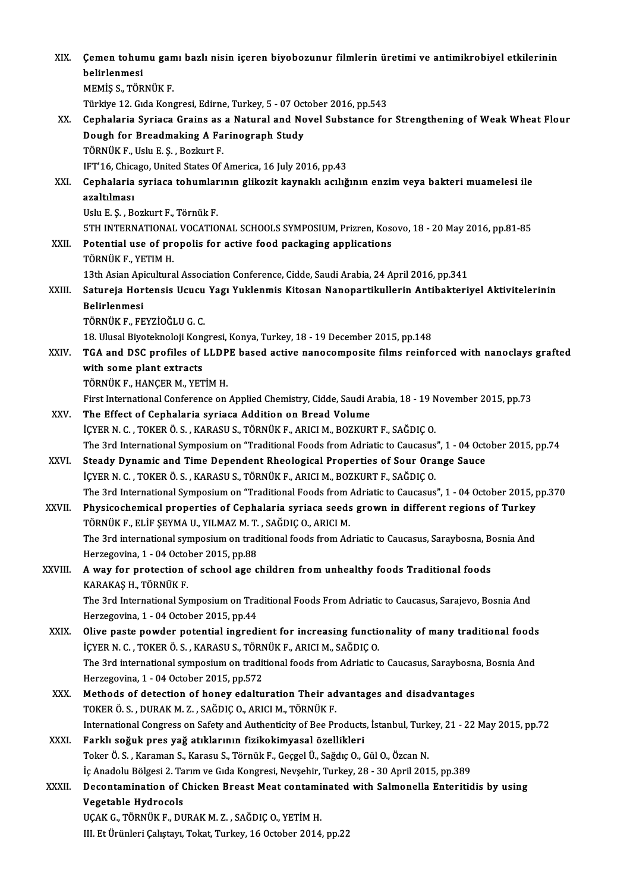XIX. **Çemen tohumu gamı bazlı nisin içeren biyobozunur filmlerin üretimi ve antimikrobiyel etkilerinin belirlenmesi**
MEMİŞ S., TÖRNÜK F.
Türkiye 12. Gıda Kongresi, Edirne, Turkey, 5 - 07 October 2016, pp.543

XX. **Cephalaria Syriaca Grains as a Natural and Novel Substance for Strengthening of Weak Wheat Flour Dough for Breadmaking A Farinograph Study**
TÖRNÜK F., Uslu E. Ş. , Bozkurt F.
IFT'16, Chicago, United States Of America, 16 July 2016, pp.43

XXI. **Cephalaria syriaca tohumlarının glikozit kaynaklı acılığının enzim veya bakteri muamelesi ile azaltılması**
Uslu E. Ş. , Bozkurt F., Törnük F.
5TH INTERNATIONAL VOCATIONAL SCHOOLS SYMPOSIUM, Prizren, Kosovo, 18 - 20 May 2016, pp.81-85

XXII. **Potential use of propolis for active food packaging applications**
TÖRNÜK F., YETIM H.
13th Asian Apicultural Association Conference, Cidde, Saudi Arabia, 24 April 2016, pp.341

XXIII. **Satureja Hortensis Ucucu Yagı Yuklenmis Kitosan Nanopartikullerin Antibakteriyel Aktivitelerinin Belirlenmesi**
TÖRNÜK F., FEYZİOĞLU G. C.
18. Ulusal Biyoteknoloji Kongresi, Konya, Turkey, 18 - 19 December 2015, pp.148

XXIV. **TGA and DSC profiles of LLDPE based active nanocomposite films reinforced with nanoclays grafted with some plant extracts**
TÖRNÜK F., HANÇER M., YETİM H.
First International Conference on Applied Chemistry, Cidde, Saudi Arabia, 18 - 19 November 2015, pp.73

XXV. **The Effect of Cephalaria syriaca Addition on Bread Volume**
İÇYER N. C. , TOKER Ö. S. , KARASU S., TÖRNÜK F., ARICI M., BOZKURT F., SAĞDIÇ O.
The 3rd International Symposium on "Traditional Foods from Adriatic to Caucasus", 1 - 04 October 2015, pp.74

XXVI. **Steady Dynamic and Time Dependent Rheological Properties of Sour Orange Sauce**
İÇYER N. C. , TOKER Ö. S. , KARASU S., TÖRNÜK F., ARICI M., BOZKURT F., SAĞDIÇ O.
The 3rd International Symposium on "Traditional Foods from Adriatic to Caucasus", 1 - 04 October 2015, pp.370

XXVII. **Physicochemical properties of Cephalaria syriaca seeds grown in different regions of Turkey**
TÖRNÜK F., ELİF ŞEYMA U., YILMAZ M. T. , SAĞDIÇ O., ARICI M.
The 3rd international symposium on traditional foods from Adriatic to Caucasus, Saraybosna, Bosnia And Herzegovina, 1 - 04 October 2015, pp.88

XXVIII. **A way for protection of school age children from unhealthy foods Traditional foods**
KARAKAŞ H., TÖRNÜK F.
The 3rd International Symposium on Traditional Foods From Adriatic to Caucasus, Sarajevo, Bosnia And Herzegovina, 1 - 04 October 2015, pp.44

XXIX. **Olive paste powder potential ingredient for increasing functionality of many traditional foods**
İÇYER N. C. , TOKER Ö. S. , KARASU S., TÖRNÜK F., ARICI M., SAĞDIÇ O.
The 3rd international symposium on traditional foods from Adriatic to Caucasus, Saraybosna, Bosnia And Herzegovina, 1 - 04 October 2015, pp.572

XXX. **Methods of detection of honey edalturation Their advantages and disadvantages**
TOKER Ö. S. , DURAK M. Z. , SAĞDIÇ O., ARICI M., TÖRNÜK F.
International Congress on Safety and Authenticity of Bee Products, İstanbul, Turkey, 21 - 22 May 2015, pp.72

XXXI. **Farklı soğuk pres yağ atıklarının fizikokimyasal özellikleri**
Toker Ö. S. , Karaman S., Karasu S., Törnük F., Geçgel Ü., Sağdıç O., Gül O., Özcan N.
İç Anadolu Bölgesi 2. Tarım ve Gıda Kongresi, Nevşehir, Turkey, 28 - 30 April 2015, pp.389

XXXII. **Decontamination of Chicken Breast Meat contaminated with Salmonella Enteritidis by using Vegetable Hydrocols**
UÇAK G., TÖRNÜK F., DURAK M. Z. , SAĞDIÇ O., YETİM H.
III. Et Ürünleri Çalıştayı, Tokat, Turkey, 16 October 2014, pp.22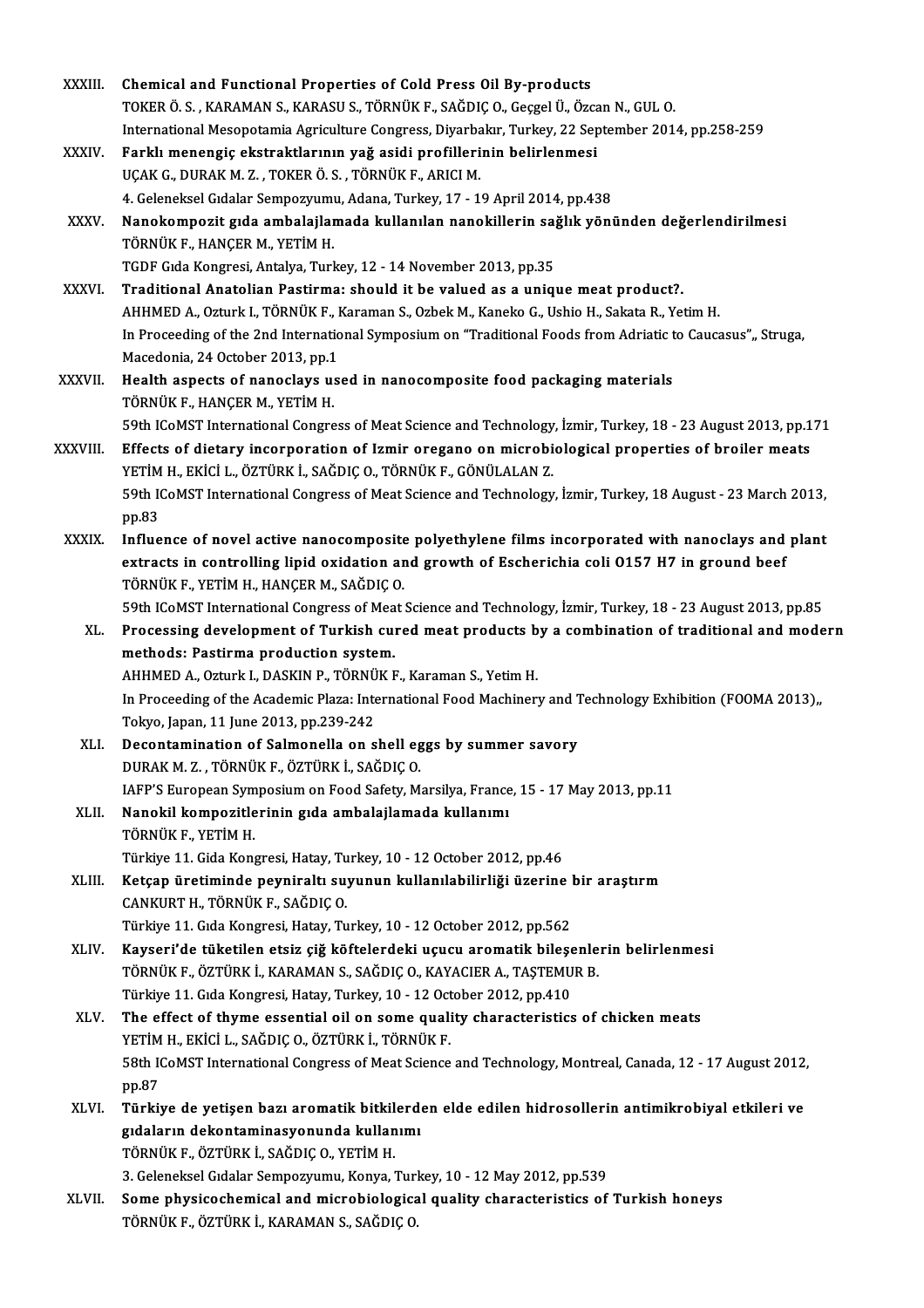XXXIII. **Chemical and Functional Properties of Cold Press Oil By-products**
TOKER Ö. S. , KARAMAN S., KARASU S., TÖRNÜK F., SAĞDIÇ O., Geçgel Ü., Özcan N., GUL O.
International Mesopotamia Agriculture Congress, Diyarbakır, Turkey, 22 September 2014, pp.258-259

XXXIV. **Farklı menengiç ekstraktlarının yağ asidi profillerinin belirlenmesi**
UÇAK G., DURAK M. Z. , TOKER Ö. S. , TÖRNÜK F., ARICI M.
4. Geleneksel Gıdalar Sempozyumu, Adana, Turkey, 17 - 19 April 2014, pp.438

XXXV. **Nanokompozit gıda ambalajlamada kullanılan nanokillerin sağlık yönünden değerlendirilmesi**
TÖRNÜK F., HANÇER M., YETİM H.
TGDF Gıda Kongresi, Antalya, Turkey, 12 - 14 November 2013, pp.35

XXXVI. **Traditional Anatolian Pastirma: should it be valued as a unique meat product?.**
AHHMED A., Ozturk I., TÖRNÜK F., Karaman S., Ozbek M., Kaneko G., Ushio H., Sakata R., Yetim H.
In Proceeding of the 2nd International Symposium on "Traditional Foods from Adriatic to Caucasus",, Struga, Macedonia, 24 October 2013, pp.1

XXXVII. **Health aspects of nanoclays used in nanocomposite food packaging materials**
TÖRNÜK F., HANÇER M., YETİM H.
59th ICoMST International Congress of Meat Science and Technology, İzmir, Turkey, 18 - 23 August 2013, pp.171

XXXVIII. **Effects of dietary incorporation of Izmir oregano on microbiological properties of broiler meats**
YETİM H., EKİCİ L., ÖZTÜRK İ., SAĞDIÇ O., TÖRNÜK F., GÖNÜLALAN Z.
59th ICoMST International Congress of Meat Science and Technology, İzmir, Turkey, 18 August - 23 March 2013, pp.83

XXXIX. **Influence of novel active nanocomposite polyethylene films incorporated with nanoclays and plant extracts in controlling lipid oxidation and growth of Escherichia coli O157 H7 in ground beef**
TÖRNÜK F., YETİM H., HANÇER M., SAĞDIÇ O.
59th ICoMST International Congress of Meat Science and Technology, İzmir, Turkey, 18 - 23 August 2013, pp.85

XL. **Processing development of Turkish cured meat products by a combination of traditional and modern methods: Pastirma production system.**
AHHMED A., Ozturk I., DASKIN P., TÖRNÜK F., Karaman S., Yetim H.
In Proceeding of the Academic Plaza: International Food Machinery and Technology Exhibition (FOOMA 2013),, Tokyo, Japan, 11 June 2013, pp.239-242

XLI. **Decontamination of Salmonella on shell eggs by summer savory**
DURAK M. Z. , TÖRNÜK F., ÖZTÜRK İ., SAĞDIÇ O.
IAFP'S European Symposium on Food Safety, Marsilya, France, 15 - 17 May 2013, pp.11

XLII. **Nanokil kompozitlerinin gıda ambalajlamada kullanımı**
TÖRNÜK F., YETİM H.
Türkiye 11. Gida Kongresi, Hatay, Turkey, 10 - 12 October 2012, pp.46

XLIII. **Ketçap üretiminde peyniraltı suyunun kullanılabilirliği üzerine bir araştırm**
CANKURT H., TÖRNÜK F., SAĞDIÇ O.
Türkiye 11. Gıda Kongresi, Hatay, Turkey, 10 - 12 October 2012, pp.562

XLIV. **Kayseri'de tüketilen etsiz çiğ köftelerdeki uçucu aromatik bileşenlerin belirlenmesi**
TÖRNÜK F., ÖZTÜRK İ., KARAMAN S., SAĞDIÇ O., KAYACIER A., TAŞTEMUR B.
Türkiye 11. Gıda Kongresi, Hatay, Turkey, 10 - 12 October 2012, pp.410

XLV. **The effect of thyme essential oil on some quality characteristics of chicken meats**
YETİM H., EKİCİ L., SAĞDIÇ O., ÖZTÜRK İ., TÖRNÜK F.
58th ICoMST International Congress of Meat Science and Technology, Montreal, Canada, 12 - 17 August 2012, pp.87

XLVI. **Türkiye de yetişen bazı aromatik bitkilerden elde edilen hidrosollerin antimikrobiyal etkileri ve gıdaların dekontaminasyonunda kullanımı**
TÖRNÜK F., ÖZTÜRK İ., SAĞDIÇ O., YETİM H.
3. Geleneksel Gıdalar Sempozyumu, Konya, Turkey, 10 - 12 May 2012, pp.539

XLVII. **Some physicochemical and microbiological quality characteristics of Turkish honeys**
TÖRNÜK F., ÖZTÜRK İ., KARAMAN S., SAĞDIÇ O.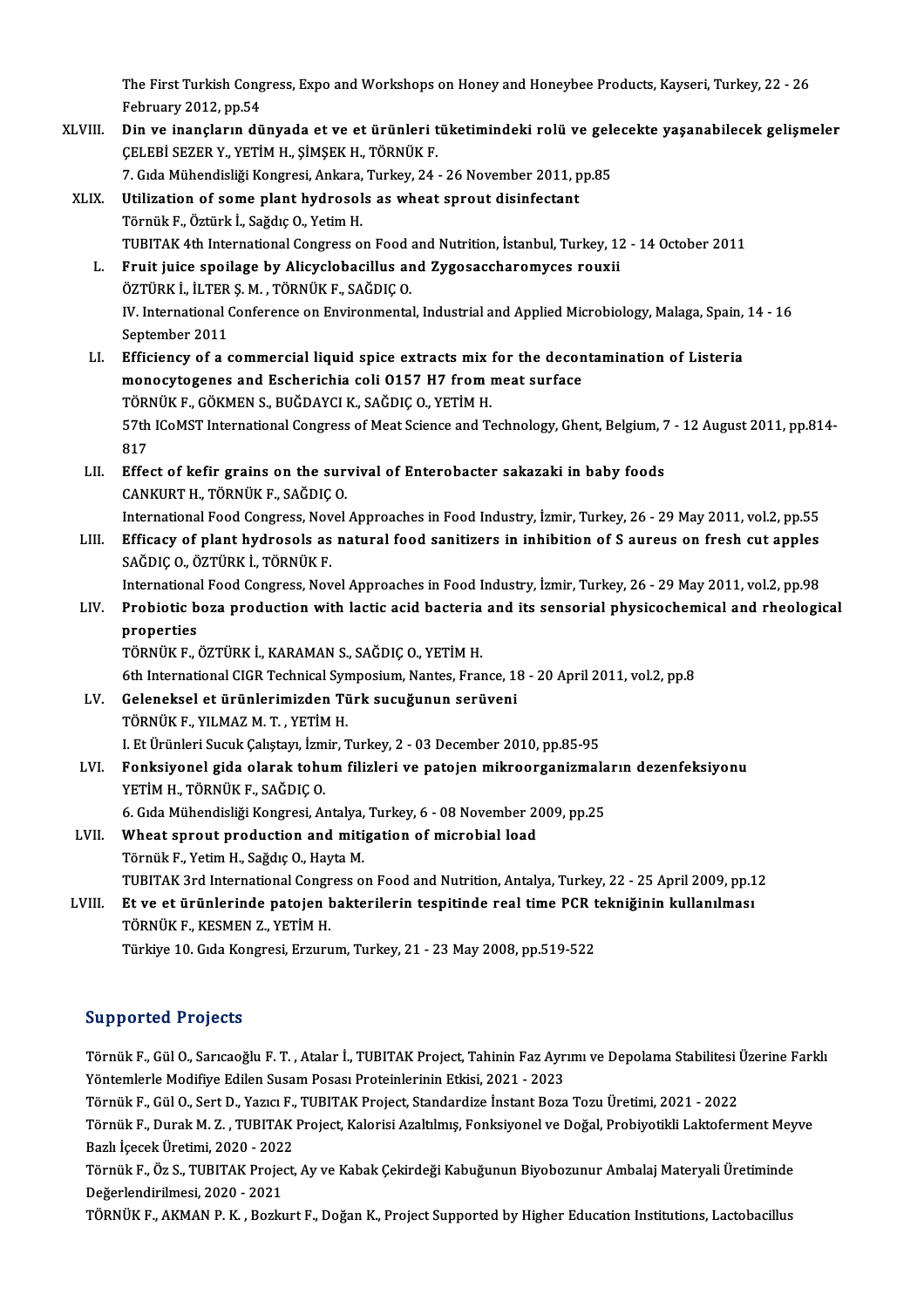The First Turkish Congress, Expo and Workshops on Honey and Honeybee Products, Kayseri, Turkey, 22 - 26 February 2012, pp.54

XLVIII. **Din ve inançların dünyada et ve et ürünleri tüketimindeki rolü ve gelecekte yaşanabilecek gelişmeler**
ÇELEBİ SEZER Y., YETİM H., ŞİMŞEK H., TÖRNÜK F.
7. Gıda Mühendisliği Kongresi, Ankara, Turkey, 24 - 26 November 2011, pp.85

XLIX. **Utilization of some plant hydrosols as wheat sprout disinfectant**
Törnük F., Öztürk İ., Sağdıç O., Yetim H.
TUBITAK 4th International Congress on Food and Nutrition, İstanbul, Turkey, 12 - 14 October 2011

L. **Fruit juice spoilage by Alicyclobacillus and Zygosaccharomyces rouxii**
ÖZTÜRK İ., İLTER Ş. M. , TÖRNÜK F., SAĞDIÇ O.
IV. International Conference on Environmental, Industrial and Applied Microbiology, Malaga, Spain, 14 - 16 September 2011

LI. **Efficiency of a commercial liquid spice extracts mix for the decontamination of Listeria monocytogenes and Escherichia coli O157 H7 from meat surface**
TÖRNÜK F., GÖKMEN S., BUĞDAYCI K., SAĞDIÇ O., YETİM H.
57th ICoMST International Congress of Meat Science and Technology, Ghent, Belgium, 7 - 12 August 2011, pp.814-817

LII. **Effect of kefir grains on the survival of Enterobacter sakazaki in baby foods**
CANKURT H., TÖRNÜK F., SAĞDIÇ O.
International Food Congress, Novel Approaches in Food Industry, İzmir, Turkey, 26 - 29 May 2011, vol.2, pp.55

LIII. **Efficacy of plant hydrosols as natural food sanitizers in inhibition of S aureus on fresh cut apples**
SAĞDIÇ O., ÖZTÜRK İ., TÖRNÜK F.
International Food Congress, Novel Approaches in Food Industry, İzmir, Turkey, 26 - 29 May 2011, vol.2, pp.98

LIV. **Probiotic boza production with lactic acid bacteria and its sensorial physicochemical and rheological properties**
TÖRNÜK F., ÖZTÜRK İ., KARAMAN S., SAĞDIÇ O., YETİM H.
6th International CIGR Technical Symposium, Nantes, France, 18 - 20 April 2011, vol.2, pp.8

LV. **Geleneksel et ürünlerimizden Türk sucuğunun serüveni**
TÖRNÜK F., YILMAZ M. T. , YETİM H.
I. Et Ürünleri Sucuk Çalıştayı, İzmir, Turkey, 2 - 03 December 2010, pp.85-95

LVI. **Fonksiyonel gida olarak tohum filizleri ve patojen mikroorganizmaların dezenfeksiyonu**
YETİM H., TÖRNÜK F., SAĞDIÇ O.
6. Gıda Mühendisliği Kongresi, Antalya, Turkey, 6 - 08 November 2009, pp.25

LVII. **Wheat sprout production and mitigation of microbial load**
Törnük F., Yetim H., Sağdıç O., Hayta M.
TUBITAK 3rd International Congress on Food and Nutrition, Antalya, Turkey, 22 - 25 April 2009, pp.12

LVIII. **Et ve et ürünlerinde patojen bakterilerin tespitinde real time PCR tekniğinin kullanılması**
TÖRNÜK F., KESMEN Z., YETİM H.
Türkiye 10. Gıda Kongresi, Erzurum, Turkey, 21 - 23 May 2008, pp.519-522

## Supported Projects

Törnük F., Gül O., Sarıcaoğlu F. T. , Atalar İ., TUBITAK Project, Tahinin Faz Ayrımı ve Depolama Stabilitesi Üzerine Farklı Yöntemlerle Modifiye Edilen Susam Posası Proteinlerinin Etkisi, 2021 - 2023

Törnük F., Gül O., Sert D., Yazıcı F., TUBITAK Project, Standardize İnstant Boza Tozu Üretimi, 2021 - 2022

Törnük F., Durak M. Z. , TUBITAK Project, Kalorisi Azaltılmış, Fonksiyonel ve Doğal, Probiyotikli Laktoferment Meyve Bazlı İçecek Üretimi, 2020 - 2022

Törnük F., Öz S., TUBITAK Project, Ay ve Kabak Çekirdeği Kabuğunun Biyobozunur Ambalaj Materyali Üretiminde Değerlendirilmesi, 2020 - 2021

TÖRNÜK F., AKMAN P. K. , Bozkurt F., Doğan K., Project Supported by Higher Education Institutions, Lactobacillus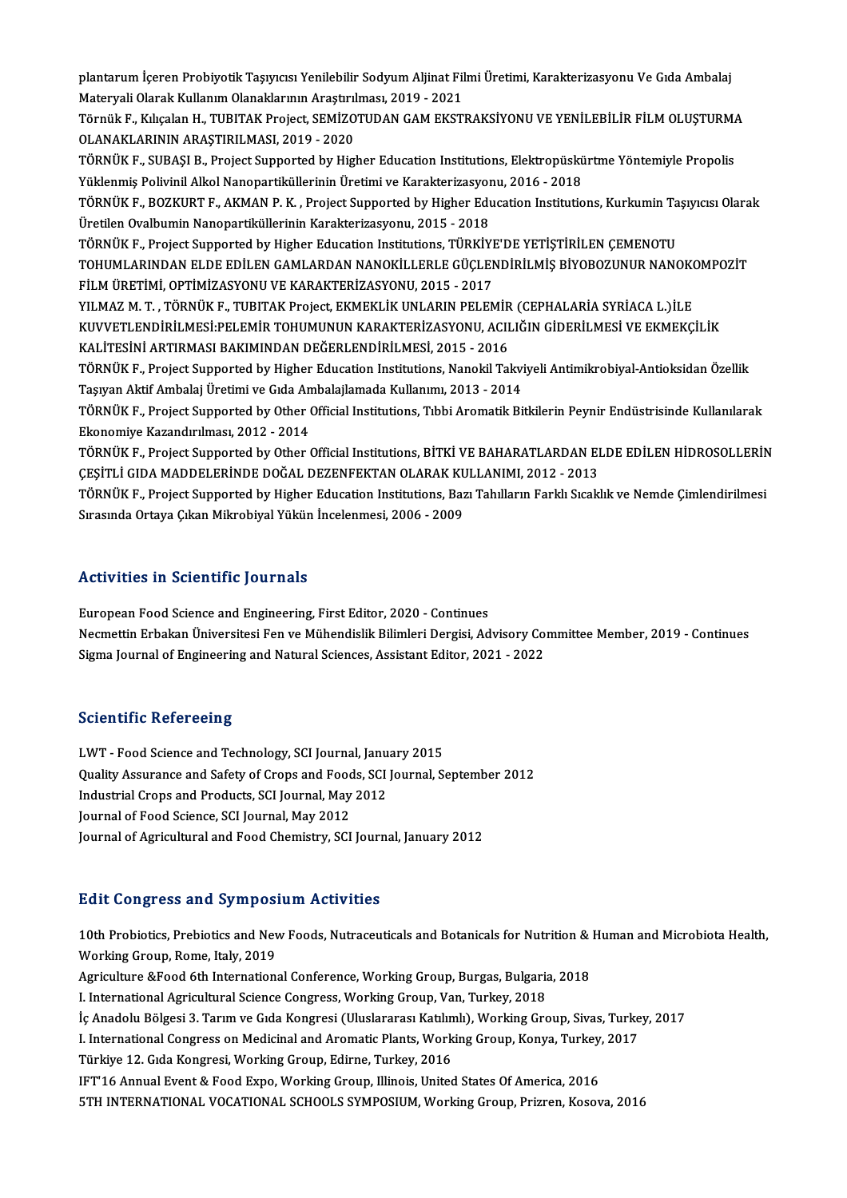plantarum İçeren Probiyotik Taşıyıcısı Yenilebilir Sodyum Aljinat Filmi Üretimi, Karakterizasyonu Ve Gıda Ambalaj Materyali Olarak Kullanım Olanaklarının Araştırılması, 2019 - 2021

Törnük F., Kılıçalan H., TUBITAK Project, SEMİZOTUDAN GAM EKSTRAKSİYONU VE YENİLEBİLİR FİLM OLUŞTURMA OLANAKLARININ ARAŞTIRILMASI, 2019 - 2020

TÖRNÜK F., SUBAŞI B., Project Supported by Higher Education Institutions, Elektropüskürtme Yöntemiyle Propolis Yüklenmiş Polivinil Alkol Nanopartiküllerinin Üretimi ve Karakterizasyonu, 2016 - 2018

TÖRNÜK F., BOZKURT F., AKMAN P. K. , Project Supported by Higher Education Institutions, Kurkumin Taşıyıcısı Olarak Üretilen Ovalbumin Nanopartiküllerinin Karakterizasyonu, 2015 - 2018

TÖRNÜK F., Project Supported by Higher Education Institutions, TÜRKİYE'DE YETİŞTİRİLEN ÇEMENOTU TOHUMLARINDAN ELDE EDİLEN GAMLARDAN NANOKİLLERLE GÜÇLENDİRİLMİŞ BİYOBOZUNUR NANOKOMPOZİT FİLM ÜRETİMİ, OPTİMİZASYONU VE KARAKTERİZASYONU, 2015 - 2017

YILMAZ M. T. , TÖRNÜK F., TUBITAK Project, EKMEKLİK UNLARIN PELEMİR (CEPHALARİA SYRİACA L.)İLE KUVVETLENDİRİLMESİ:PELEMİR TOHUMUNUN KARAKTERİZASYONU, ACILIĞIN GİDERİLMESİ VE EKMEKÇİLİK KALİTESİNİ ARTIRMASI BAKIMINDAN DEĞERLENDİRİLMESİ, 2015 - 2016

TÖRNÜK F., Project Supported by Higher Education Institutions, Nanokil Takviyeli Antimikrobiyal-Antioksidan Özellik Taşıyan Aktif Ambalaj Üretimi ve Gıda Ambalajlamada Kullanımı, 2013 - 2014

TÖRNÜK F., Project Supported by Other Official Institutions, Tıbbi Aromatik Bitkilerin Peynir Endüstrisinde Kullanılarak Ekonomiye Kazandırılması, 2012 - 2014

TÖRNÜK F., Project Supported by Other Official Institutions, BİTKİ VE BAHARATLARDAN ELDE EDİLEN HİDROSOLLERİN ÇEŞİTLİ GIDA MADDELERİNDE DOĞAL DEZENFEKTAN OLARAK KULLANIMI, 2012 - 2013

TÖRNÜK F., Project Supported by Higher Education Institutions, Bazı Tahılların Farklı Sıcaklık ve Nemde Çimlendirilmesi Sırasında Ortaya Çıkan Mikrobiyal Yükün İncelenmesi, 2006 - 2009

## Activities in Scientific Journals

European Food Science and Engineering, First Editor, 2020 - Continues

Necmettin Erbakan Üniversitesi Fen ve Mühendislik Bilimleri Dergisi, Advisory Committee Member, 2019 - Continues

Sigma Journal of Engineering and Natural Sciences, Assistant Editor, 2021 - 2022

## Scientific Refereeing

LWT - Food Science and Technology, SCI Journal, January 2015

Quality Assurance and Safety of Crops and Foods, SCI Journal, September 2012

Industrial Crops and Products, SCI Journal, May 2012

Journal of Food Science, SCI Journal, May 2012

Journal of Agricultural and Food Chemistry, SCI Journal, January 2012

## Edit Congress and Symposium Activities

10th Probiotics, Prebiotics and New Foods, Nutraceuticals and Botanicals for Nutrition & Human and Microbiota Health, Working Group, Rome, Italy, 2019

Agriculture &Food 6th International Conference, Working Group, Burgas, Bulgaria, 2018

I. International Agricultural Science Congress, Working Group, Van, Turkey, 2018

İç Anadolu Bölgesi 3. Tarım ve Gıda Kongresi (Uluslararası Katılımlı), Working Group, Sivas, Turkey, 2017

I. International Congress on Medicinal and Aromatic Plants, Working Group, Konya, Turkey, 2017

Türkiye 12. Gıda Kongresi, Working Group, Edirne, Turkey, 2016

IFT'16 Annual Event & Food Expo, Working Group, Illinois, United States Of America, 2016

5TH INTERNATIONAL VOCATIONAL SCHOOLS SYMPOSIUM, Working Group, Prizren, Kosova, 2016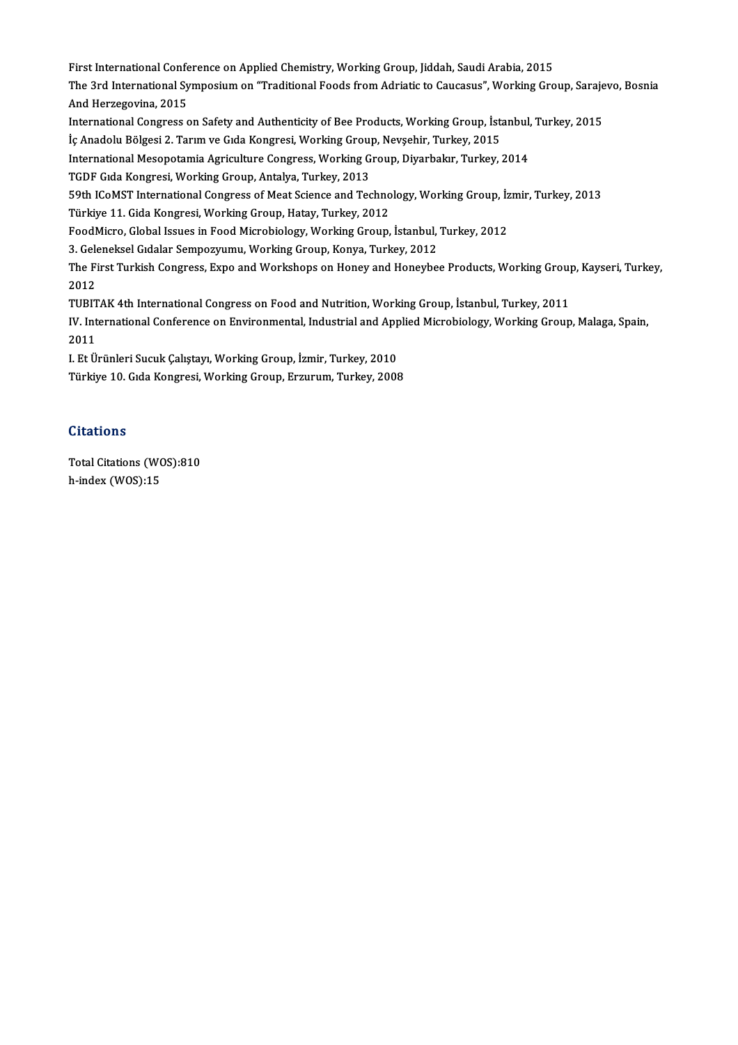First International Conference on Applied Chemistry, Working Group, Jiddah, Saudi Arabia, 2015

The 3rd International Symposium on "Traditional Foods from Adriatic to Caucasus", Working Group, Sarajevo, Bosnia And Herzegovina, 2015

International Congress on Safety and Authenticity of Bee Products, Working Group, İstanbul, Turkey, 2015

İç Anadolu Bölgesi 2. Tarım ve Gıda Kongresi, Working Group, Nevşehir, Turkey, 2015

International Mesopotamia Agriculture Congress, Working Group, Diyarbakır, Turkey, 2014

TGDF Gıda Kongresi, Working Group, Antalya, Turkey, 2013

59th ICoMST International Congress of Meat Science and Technology, Working Group, İzmir, Turkey, 2013

Türkiye 11. Gida Kongresi, Working Group, Hatay, Turkey, 2012

FoodMicro, Global Issues in Food Microbiology, Working Group, İstanbul, Turkey, 2012

3. Geleneksel Gıdalar Sempozyumu, Working Group, Konya, Turkey, 2012

The First Turkish Congress, Expo and Workshops on Honey and Honeybee Products, Working Group, Kayseri, Turkey, 2012

TUBITAK 4th International Congress on Food and Nutrition, Working Group, İstanbul, Turkey, 2011

IV. International Conference on Environmental, Industrial and Applied Microbiology, Working Group, Malaga, Spain, 2011

I. Et Ürünleri Sucuk Çalıştayı, Working Group, İzmir, Turkey, 2010

Türkiye 10. Gıda Kongresi, Working Group, Erzurum, Turkey, 2008

## Citations

Total Citations (WOS):810

h-index (WOS):15